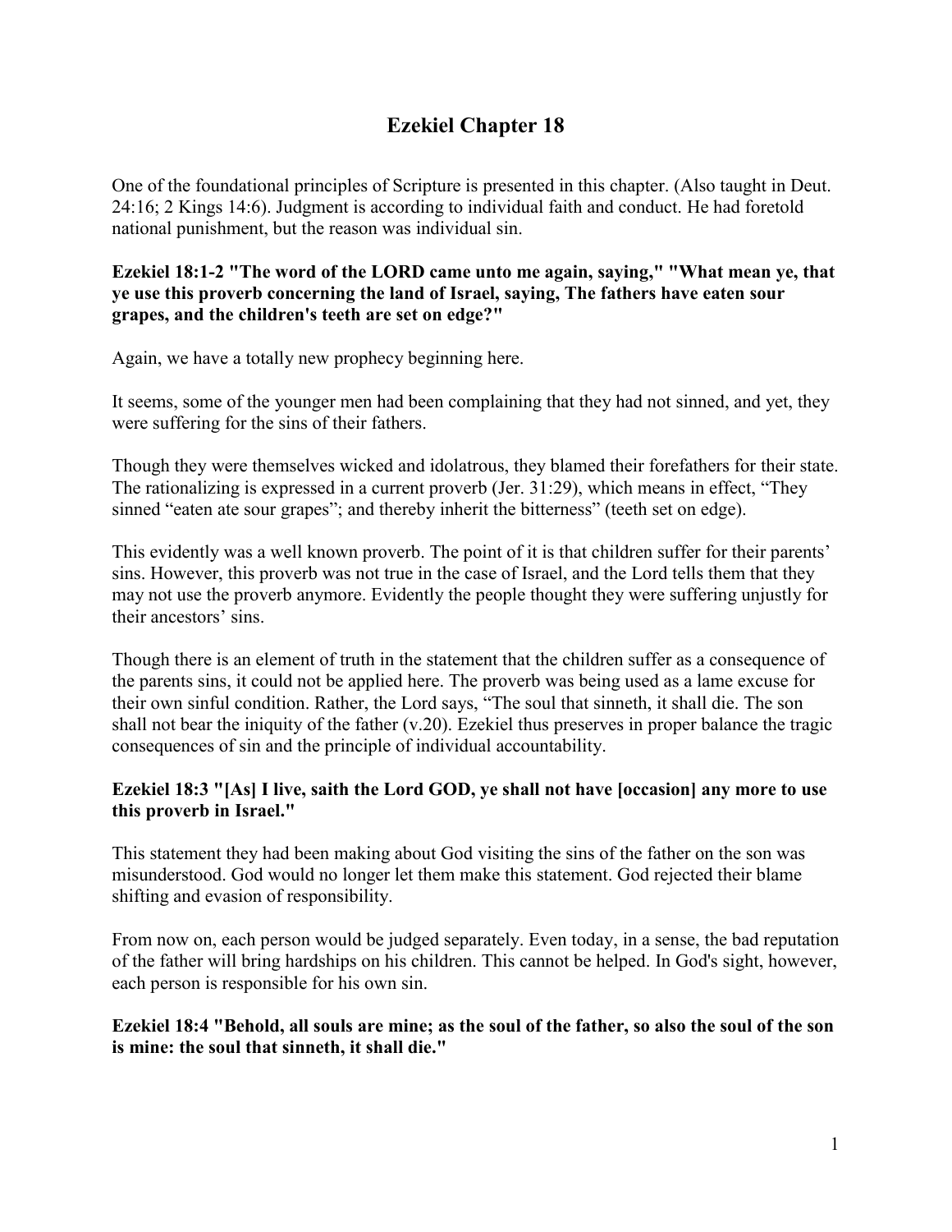# Ezekiel Chapter 18

One of the foundational principles of Scripture is presented in this chapter. (Also taught in Deut. 24:16; 2 Kings 14:6). Judgment is according to individual faith and conduct. He had foretold national punishment, but the reason was individual sin.

**Ezekiel 18:1-2 "The word of the LORD came unto me again, saying," "What mean ye, that ye use this proverb concerning the land of Israel, saying, The fathers have eaten sour grapes, and the children's teeth are set on edge?"**

Again, we have a totally new prophecy beginning here.

It seems, some of the younger men had been complaining that they had not sinned, and yet, they were suffering for the sins of their fathers.

Though they were themselves wicked and idolatrous, they blamed their forefathers for their state. The rationalizing is expressed in a current proverb (Jer. 31:29), which means in effect, "They sinned "eaten ate sour grapes"; and thereby inherit the bitterness" (teeth set on edge).

This evidently was a well known proverb. The point of it is that children suffer for their parents' sins. However, this proverb was not true in the case of Israel, and the Lord tells them that they may not use the proverb anymore. Evidently the people thought they were suffering unjustly for their ancestors' sins.

Though there is an element of truth in the statement that the children suffer as a consequence of the parents sins, it could not be applied here. The proverb was being used as a lame excuse for their own sinful condition. Rather, the Lord says, "The soul that sinneth, it shall die. The son shall not bear the iniquity of the father (v.20). Ezekiel thus preserves in proper balance the tragic consequences of sin and the principle of individual accountability.

**Ezekiel 18:3 "[As] I live, saith the Lord GOD, ye shall not have [occasion] any more to use this proverb in Israel."**

This statement they had been making about God visiting the sins of the father on the son was misunderstood. God would no longer let them make this statement. God rejected their blame shifting and evasion of responsibility.

From now on, each person would be judged separately. Even today, in a sense, the bad reputation of the father will bring hardships on his children. This cannot be helped. In God's sight, however, each person is responsible for his own sin.

**Ezekiel 18:4 "Behold, all souls are mine; as the soul of the father, so also the soul of the son is mine: the soul that sinneth, it shall die."**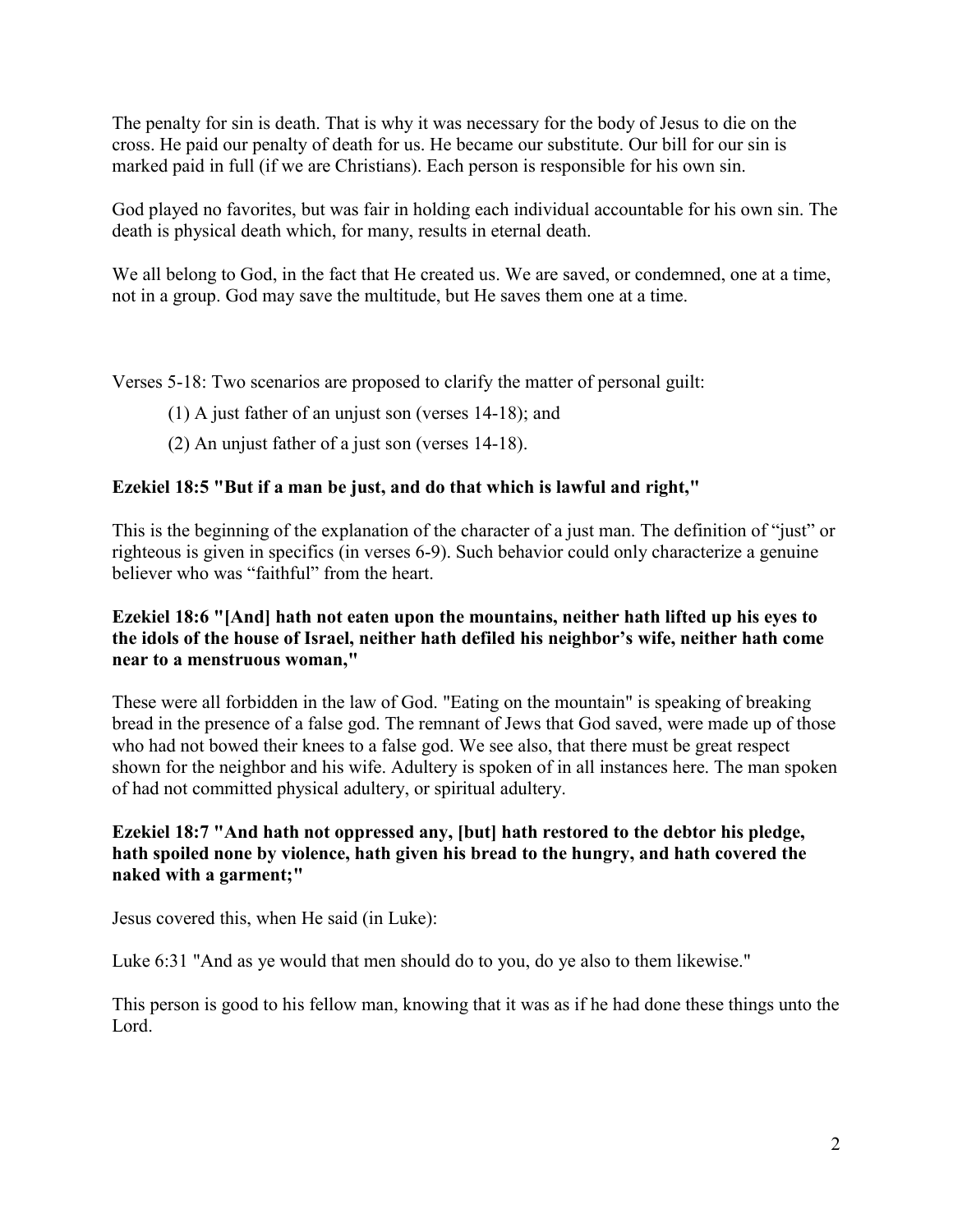The penalty for sin is death. That is why it was necessary for the body of Jesus to die on the cross. He paid our penalty of death for us. He became our substitute. Our bill for our sin is marked paid in full (if we are Christians). Each person is responsible for his own sin.

God played no favorites, but was fair in holding each individual accountable for his own sin. The death is physical death which, for many, results in eternal death.

We all belong to God, in the fact that He created us. We are saved, or condemned, one at a time, not in a group. God may save the multitude, but He saves them one at a time.

Verses 5-18: Two scenarios are proposed to clarify the matter of personal guilt:

(1) A just father of an unjust son (verses 14-18); and

(2) An unjust father of a just son (verses 14-18).

**Ezekiel 18:5 "But if a man be just, and do that which is lawful and right,"**

This is the beginning of the explanation of the character of a just man. The definition of "just" or righteous is given in specifics (in verses 6-9). Such behavior could only characterize a genuine believer who was "faithful" from the heart.

**Ezekiel 18:6 "[And] hath not eaten upon the mountains, neither hath lifted up his eyes to the idols of the house of Israel, neither hath defiled his neighbor's wife, neither hath come near to a menstruous woman,"**

These were all forbidden in the law of God. "Eating on the mountain" is speaking of breaking bread in the presence of a false god. The remnant of Jews that God saved, were made up of those who had not bowed their knees to a false god. We see also, that there must be great respect shown for the neighbor and his wife. Adultery is spoken of in all instances here. The man spoken of had not committed physical adultery, or spiritual adultery.

**Ezekiel 18:7 "And hath not oppressed any, [but] hath restored to the debtor his pledge, hath spoiled none by violence, hath given his bread to the hungry, and hath covered the naked with a garment;"**

Jesus covered this, when He said (in Luke):

Luke 6:31 "And as ye would that men should do to you, do ye also to them likewise."

This person is good to his fellow man, knowing that it was as if he had done these things unto the Lord.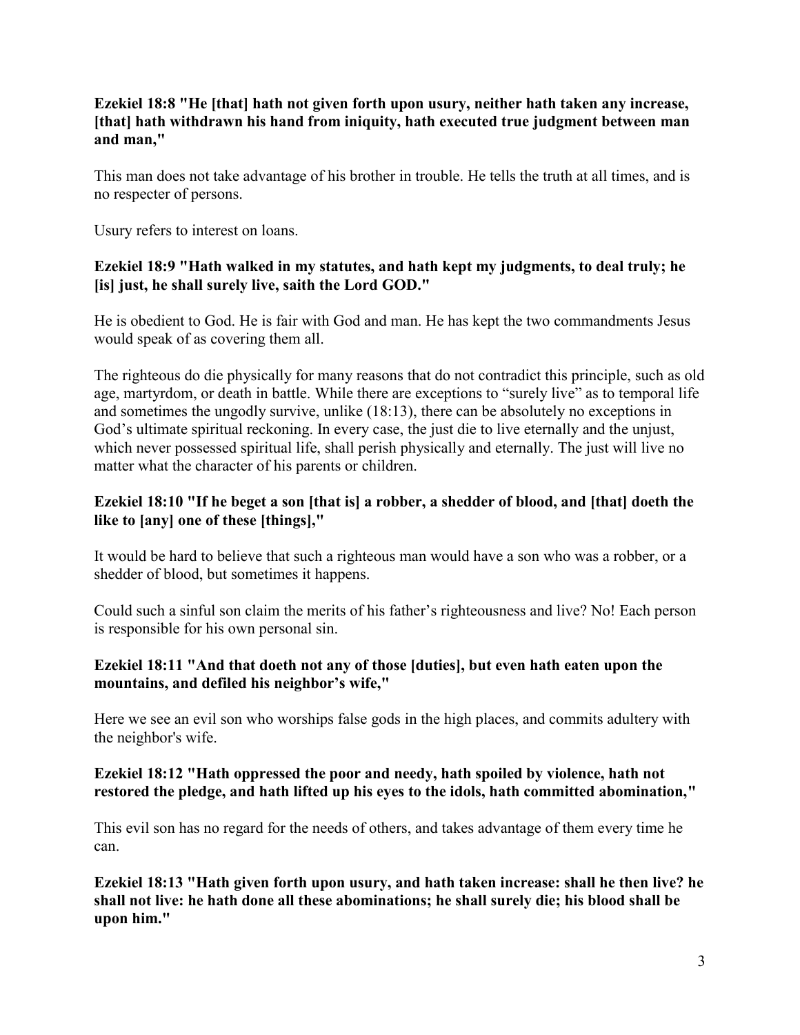**Ezekiel 18:8 "He [that] hath not given forth upon usury, neither hath taken any increase, [that] hath withdrawn his hand from iniquity, hath executed true judgment between man and man,"**

This man does not take advantage of his brother in trouble. He tells the truth at all times, and is no respecter of persons.

Usury refers to interest on loans.

**Ezekiel 18:9 "Hath walked in my statutes, and hath kept my judgments, to deal truly; he [is] just, he shall surely live, saith the Lord GOD."**

He is obedient to God. He is fair with God and man. He has kept the two commandments Jesus would speak of as covering them all.

The righteous do die physically for many reasons that do not contradict this principle, such as old age, martyrdom, or death in battle. While there are exceptions to "surely live" as to temporal life and sometimes the ungodly survive, unlike (18:13), there can be absolutely no exceptions in God's ultimate spiritual reckoning. In every case, the just die to live eternally and the unjust, which never possessed spiritual life, shall perish physically and eternally. The just will live no matter what the character of his parents or children.

**Ezekiel 18:10 "If he beget a son [that is] a robber, a shedder of blood, and [that] doeth the like to [any] one of these [things],"**

It would be hard to believe that such a righteous man would have a son who was a robber, or a shedder of blood, but sometimes it happens.

Could such a sinful son claim the merits of his father's righteousness and live? No! Each person is responsible for his own personal sin.

**Ezekiel 18:11 "And that doeth not any of those [duties], but even hath eaten upon the mountains, and defiled his neighbor's wife,"**

Here we see an evil son who worships false gods in the high places, and commits adultery with the neighbor's wife.

**Ezekiel 18:12 "Hath oppressed the poor and needy, hath spoiled by violence, hath not restored the pledge, and hath lifted up his eyes to the idols, hath committed abomination,"**

This evil son has no regard for the needs of others, and takes advantage of them every time he can.

**Ezekiel 18:13 "Hath given forth upon usury, and hath taken increase: shall he then live? he shall not live: he hath done all these abominations; he shall surely die; his blood shall be upon him."**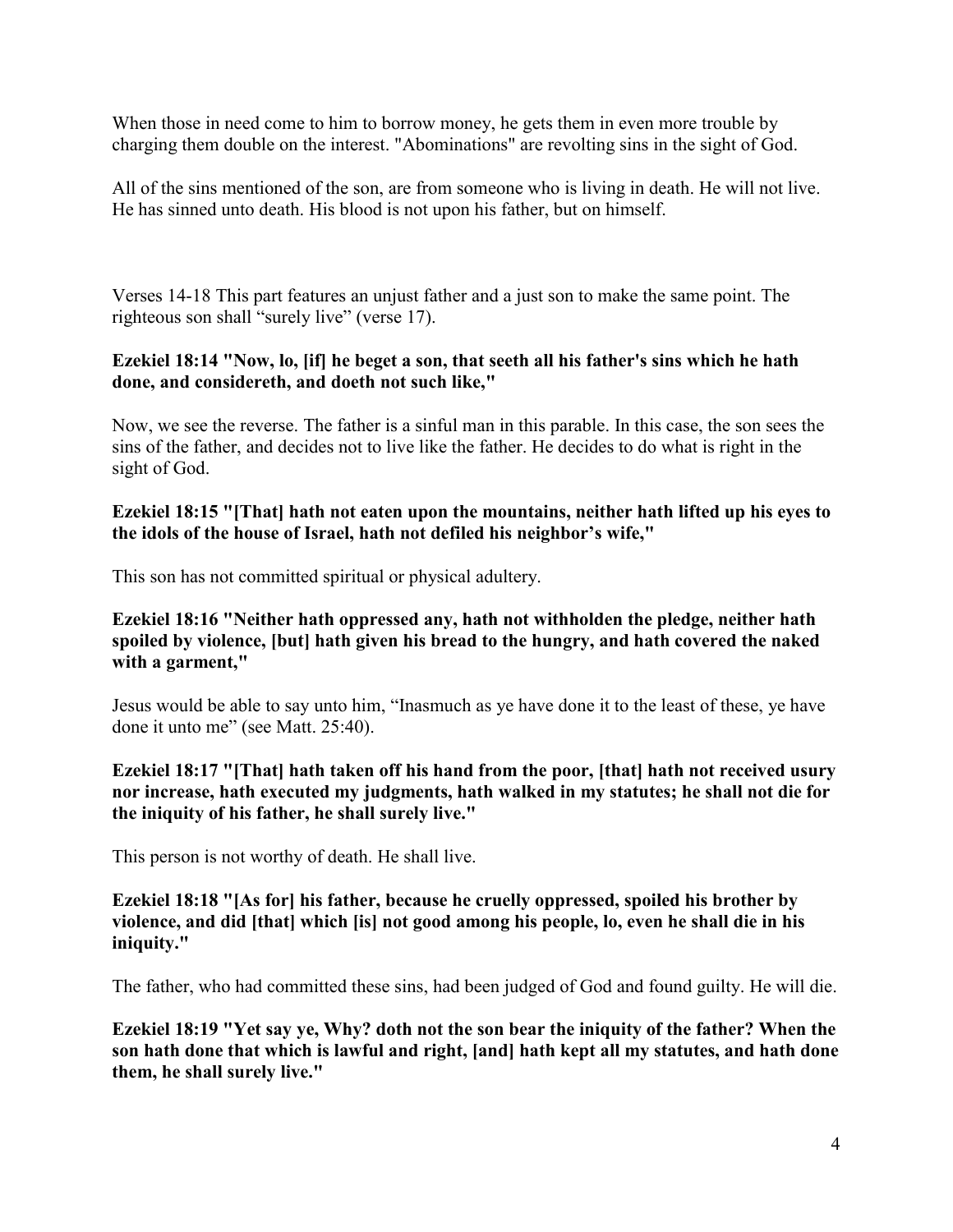When those in need come to him to borrow money, he gets them in even more trouble by charging them double on the interest. "Abominations" are revolting sins in the sight of God.

All of the sins mentioned of the son, are from someone who is living in death. He will not live. He has sinned unto death. His blood is not upon his father, but on himself.

Verses 14-18 This part features an unjust father and a just son to make the same point. The righteous son shall "surely live" (verse 17).

**Ezekiel 18:14 "Now, lo, [if] he beget a son, that seeth all his father's sins which he hath done, and considereth, and doeth not such like,"**

Now, we see the reverse. The father is a sinful man in this parable. In this case, the son sees the sins of the father, and decides not to live like the father. He decides to do what is right in the sight of God.

**Ezekiel 18:15 "[That] hath not eaten upon the mountains, neither hath lifted up his eyes to the idols of the house of Israel, hath not defiled his neighbor's wife,"**

This son has not committed spiritual or physical adultery.

**Ezekiel 18:16 "Neither hath oppressed any, hath not withholden the pledge, neither hath spoiled by violence, [but] hath given his bread to the hungry, and hath covered the naked with a garment,"**

Jesus would be able to say unto him, "Inasmuch as ye have done it to the least of these, ye have done it unto me" (see Matt. 25:40).

**Ezekiel 18:17 "[That] hath taken off his hand from the poor, [that] hath not received usury nor increase, hath executed my judgments, hath walked in my statutes; he shall not die for the iniquity of his father, he shall surely live."**

This person is not worthy of death. He shall live.

**Ezekiel 18:18 "[As for] his father, because he cruelly oppressed, spoiled his brother by violence, and did [that] which [is] not good among his people, lo, even he shall die in his iniquity."**

The father, who had committed these sins, had been judged of God and found guilty. He will die.

**Ezekiel 18:19 "Yet say ye, Why? doth not the son bear the iniquity of the father? When the son hath done that which is lawful and right, [and] hath kept all my statutes, and hath done them, he shall surely live."**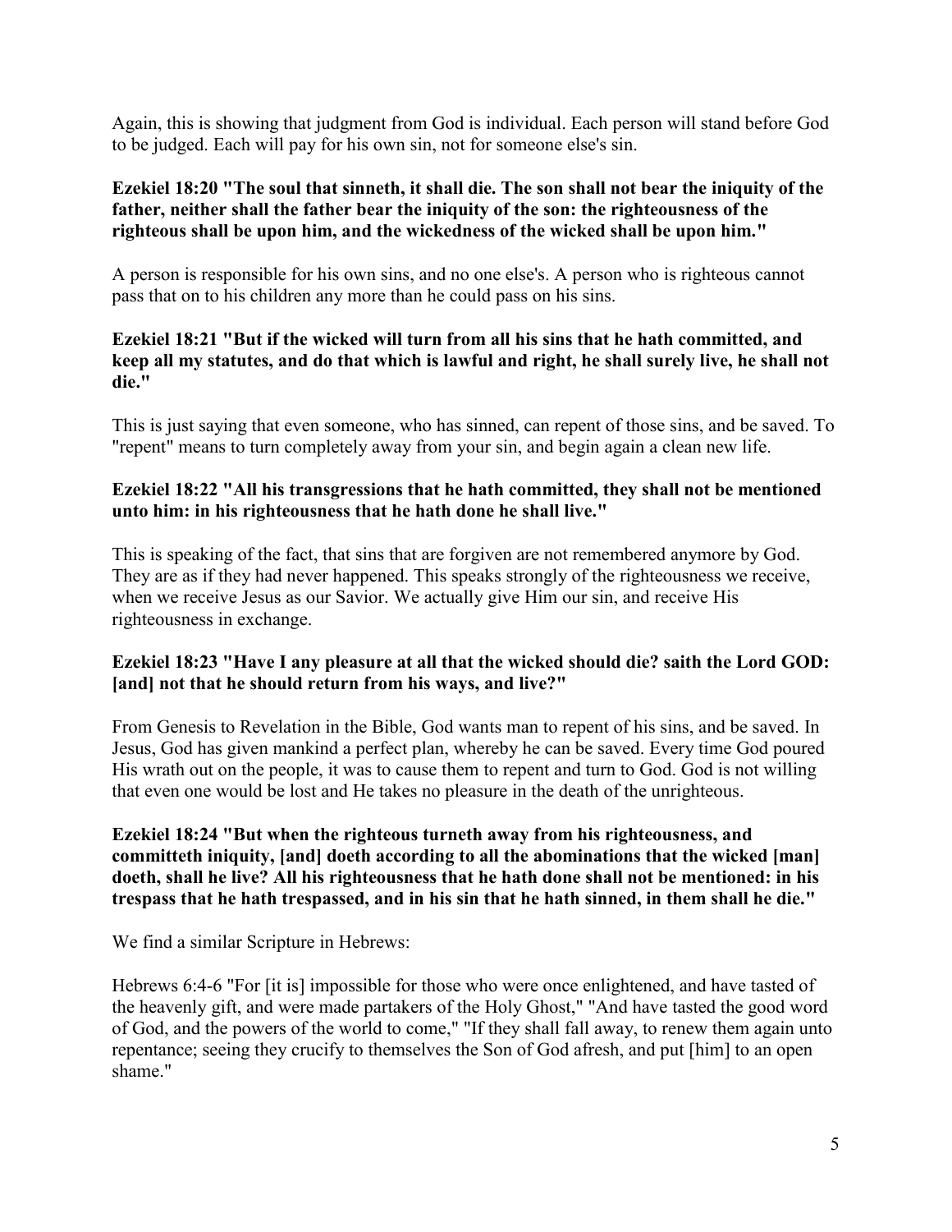Again, this is showing that judgment from God is individual. Each person will stand before God to be judged. Each will pay for his own sin, not for someone else's sin.

**Ezekiel 18:20 "The soul that sinneth, it shall die. The son shall not bear the iniquity of the father, neither shall the father bear the iniquity of the son: the righteousness of the righteous shall be upon him, and the wickedness of the wicked shall be upon him."**

A person is responsible for his own sins, and no one else's. A person who is righteous cannot pass that on to his children any more than he could pass on his sins.

**Ezekiel 18:21 "But if the wicked will turn from all his sins that he hath committed, and keep all my statutes, and do that which is lawful and right, he shall surely live, he shall not die."**

This is just saying that even someone, who has sinned, can repent of those sins, and be saved. To "repent" means to turn completely away from your sin, and begin again a clean new life.

**Ezekiel 18:22 "All his transgressions that he hath committed, they shall not be mentioned unto him: in his righteousness that he hath done he shall live."**

This is speaking of the fact, that sins that are forgiven are not remembered anymore by God. They are as if they had never happened. This speaks strongly of the righteousness we receive, when we receive Jesus as our Savior. We actually give Him our sin, and receive His righteousness in exchange.

**Ezekiel 18:23 "Have I any pleasure at all that the wicked should die? saith the Lord GOD: [and] not that he should return from his ways, and live?"**

From Genesis to Revelation in the Bible, God wants man to repent of his sins, and be saved. In Jesus, God has given mankind a perfect plan, whereby he can be saved. Every time God poured His wrath out on the people, it was to cause them to repent and turn to God. God is not willing that even one would be lost and He takes no pleasure in the death of the unrighteous.

**Ezekiel 18:24 "But when the righteous turneth away from his righteousness, and committeth iniquity, [and] doeth according to all the abominations that the wicked [man] doeth, shall he live? All his righteousness that he hath done shall not be mentioned: in his trespass that he hath trespassed, and in his sin that he hath sinned, in them shall he die."**

We find a similar Scripture in Hebrews:

Hebrews 6:4-6 "For [it is] impossible for those who were once enlightened, and have tasted of the heavenly gift, and were made partakers of the Holy Ghost," "And have tasted the good word of God, and the powers of the world to come," "If they shall fall away, to renew them again unto repentance; seeing they crucify to themselves the Son of God afresh, and put [him] to an open shame."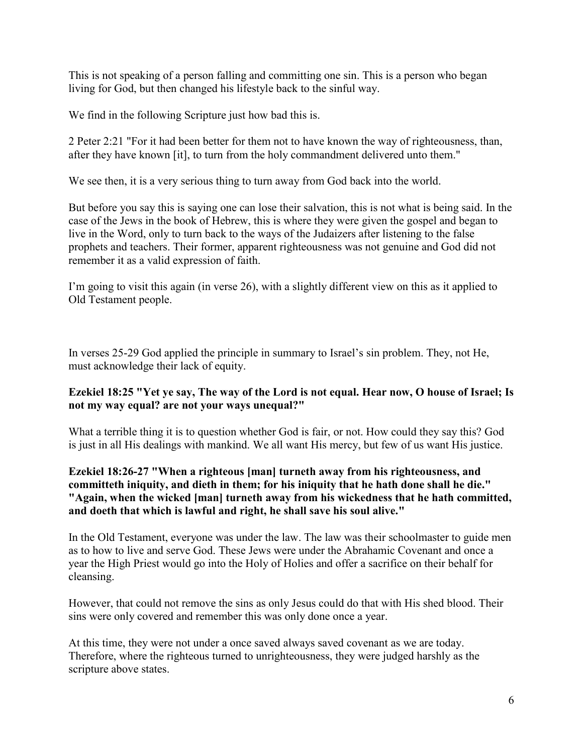This is not speaking of a person falling and committing one sin. This is a person who began living for God, but then changed his lifestyle back to the sinful way.

We find in the following Scripture just how bad this is.

2 Peter 2:21 "For it had been better for them not to have known the way of righteousness, than, after they have known [it], to turn from the holy commandment delivered unto them."

We see then, it is a very serious thing to turn away from God back into the world.

But before you say this is saying one can lose their salvation, this is not what is being said. In the case of the Jews in the book of Hebrew, this is where they were given the gospel and began to live in the Word, only to turn back to the ways of the Judaizers after listening to the false prophets and teachers. Their former, apparent righteousness was not genuine and God did not remember it as a valid expression of faith.

I'm going to visit this again (in verse 26), with a slightly different view on this as it applied to Old Testament people.

In verses 25-29 God applied the principle in summary to Israel's sin problem. They, not He, must acknowledge their lack of equity.

**Ezekiel 18:25 "Yet ye say, The way of the Lord is not equal. Hear now, O house of Israel; Is not my way equal? are not your ways unequal?"**

What a terrible thing it is to question whether God is fair, or not. How could they say this? God is just in all His dealings with mankind. We all want His mercy, but few of us want His justice.

**Ezekiel 18:26-27 "When a righteous [man] turneth away from his righteousness, and committeth iniquity, and dieth in them; for his iniquity that he hath done shall he die." "Again, when the wicked [man] turneth away from his wickedness that he hath committed, and doeth that which is lawful and right, he shall save his soul alive."**

In the Old Testament, everyone was under the law. The law was their schoolmaster to guide men as to how to live and serve God. These Jews were under the Abrahamic Covenant and once a year the High Priest would go into the Holy of Holies and offer a sacrifice on their behalf for cleansing.

However, that could not remove the sins as only Jesus could do that with His shed blood. Their sins were only covered and remember this was only done once a year.

At this time, they were not under a once saved always saved covenant as we are today. Therefore, where the righteous turned to unrighteousness, they were judged harshly as the scripture above states.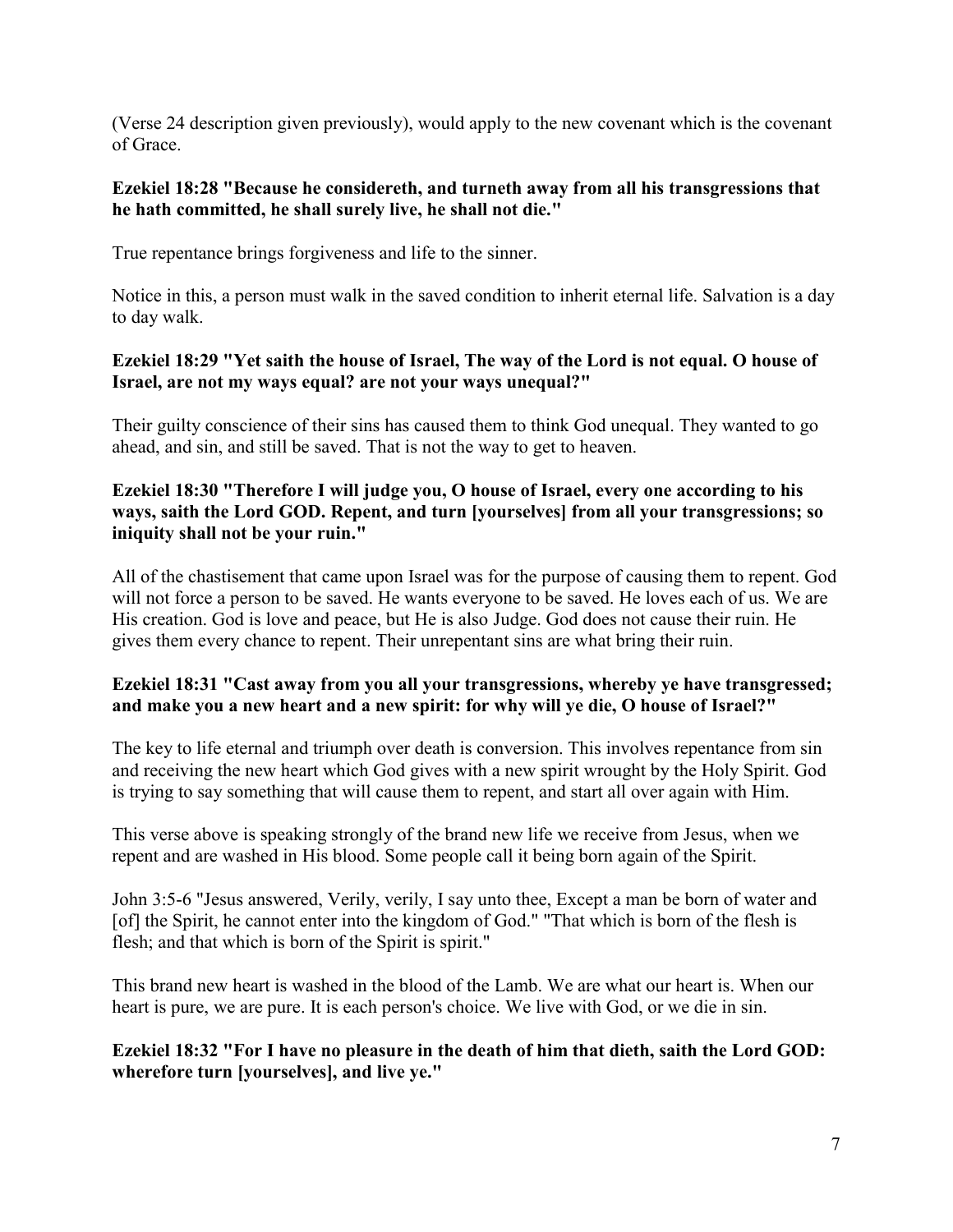(Verse 24 description given previously), would apply to the new covenant which is the covenant of Grace.

**Ezekiel 18:28 "Because he considereth, and turneth away from all his transgressions that he hath committed, he shall surely live, he shall not die."**

True repentance brings forgiveness and life to the sinner.

Notice in this, a person must walk in the saved condition to inherit eternal life. Salvation is a day to day walk.

**Ezekiel 18:29 "Yet saith the house of Israel, The way of the Lord is not equal. O house of Israel, are not my ways equal? are not your ways unequal?"**

Their guilty conscience of their sins has caused them to think God unequal. They wanted to go ahead, and sin, and still be saved. That is not the way to get to heaven.

**Ezekiel 18:30 "Therefore I will judge you, O house of Israel, every one according to his ways, saith the Lord GOD. Repent, and turn [yourselves] from all your transgressions; so iniquity shall not be your ruin."**

All of the chastisement that came upon Israel was for the purpose of causing them to repent. God will not force a person to be saved. He wants everyone to be saved. He loves each of us. We are His creation. God is love and peace, but He is also Judge. God does not cause their ruin. He gives them every chance to repent. Their unrepentant sins are what bring their ruin.

**Ezekiel 18:31 "Cast away from you all your transgressions, whereby ye have transgressed; and make you a new heart and a new spirit: for why will ye die, O house of Israel?"**

The key to life eternal and triumph over death is conversion. This involves repentance from sin and receiving the new heart which God gives with a new spirit wrought by the Holy Spirit. God is trying to say something that will cause them to repent, and start all over again with Him.

This verse above is speaking strongly of the brand new life we receive from Jesus, when we repent and are washed in His blood. Some people call it being born again of the Spirit.

John 3:5-6 "Jesus answered, Verily, verily, I say unto thee, Except a man be born of water and [of] the Spirit, he cannot enter into the kingdom of God." "That which is born of the flesh is flesh; and that which is born of the Spirit is spirit."

This brand new heart is washed in the blood of the Lamb. We are what our heart is. When our heart is pure, we are pure. It is each person's choice. We live with God, or we die in sin.

**Ezekiel 18:32 "For I have no pleasure in the death of him that dieth, saith the Lord GOD: wherefore turn [yourselves], and live ye."**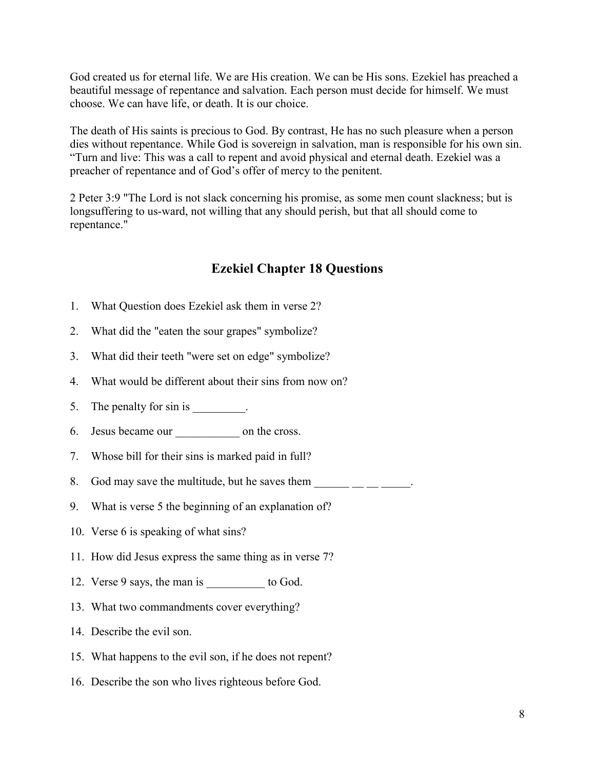God created us for eternal life. We are His creation. We can be His sons. Ezekiel has preached a beautiful message of repentance and salvation. Each person must decide for himself. We must choose. We can have life, or death. It is our choice.

The death of His saints is precious to God. By contrast, He has no such pleasure when a person dies without repentance. While God is sovereign in salvation, man is responsible for his own sin. "Turn and live: This was a call to repent and avoid physical and eternal death. Ezekiel was a preacher of repentance and of God's offer of mercy to the penitent.

2 Peter 3:9 "The Lord is not slack concerning his promise, as some men count slackness; but is longsuffering to us-ward, not willing that any should perish, but that all should come to repentance."

## Ezekiel Chapter 18 Questions

1. What Question does Ezekiel ask them in verse 2?
2. What did the "eaten the sour grapes" symbolize?
3. What did their teeth "were set on edge" symbolize?
4. What would be different about their sins from now on?
5. The penalty for sin is _________.
6. Jesus became our ___________ on the cross.
7. Whose bill for their sins is marked paid in full?
8. God may save the multitude, but he saves them ______ __ __ _____.
9. What is verse 5 the beginning of an explanation of?
10. Verse 6 is speaking of what sins?
11. How did Jesus express the same thing as in verse 7?
12. Verse 9 says, the man is __________ to God.
13. What two commandments cover everything?
14. Describe the evil son.
15. What happens to the evil son, if he does not repent?
16. Describe the son who lives righteous before God.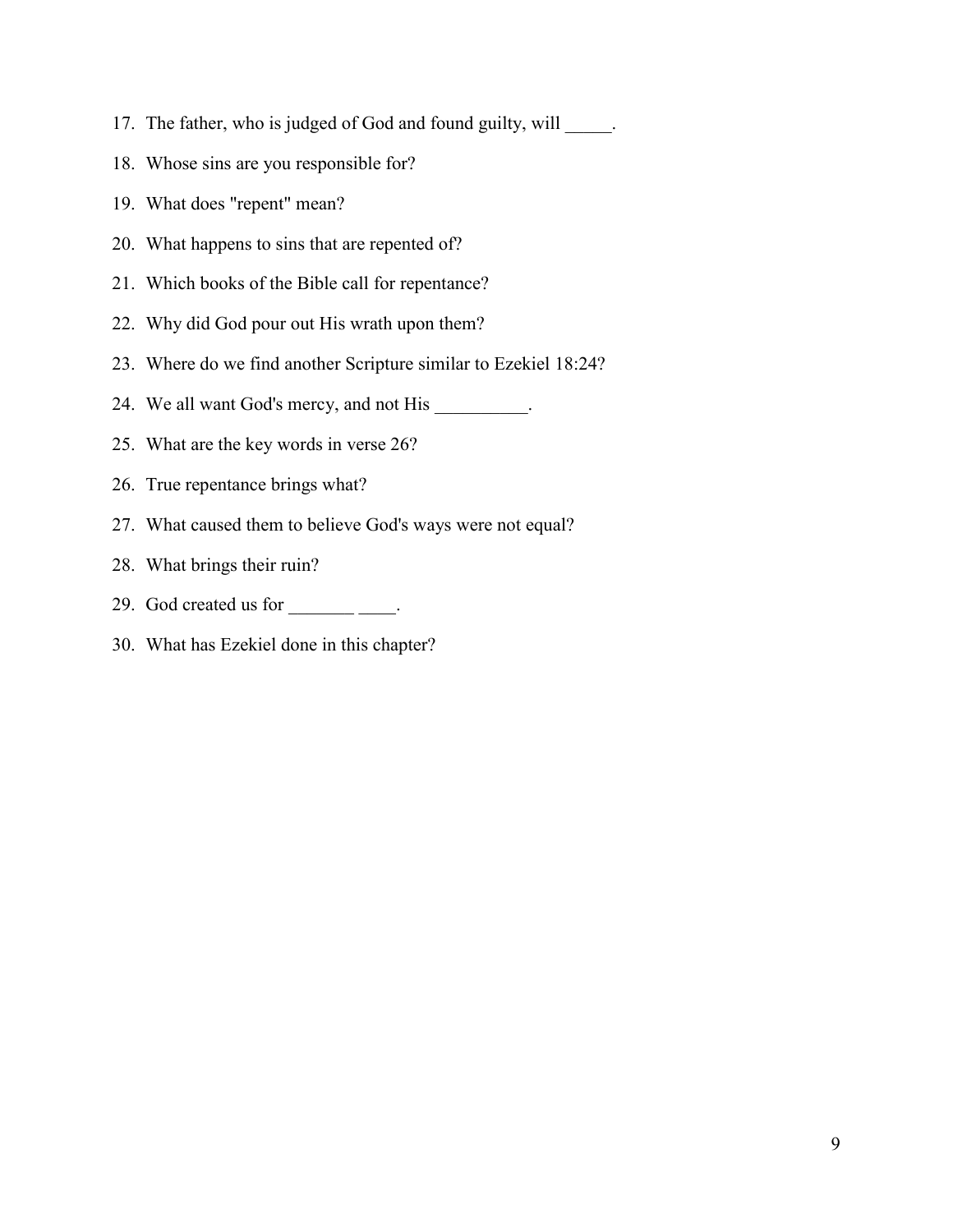17. The father, who is judged of God and found guilty, will _____.
18. Whose sins are you responsible for?
19. What does "repent" mean?
20. What happens to sins that are repented of?
21. Which books of the Bible call for repentance?
22. Why did God pour out His wrath upon them?
23. Where do we find another Scripture similar to Ezekiel 18:24?
24. We all want God's mercy, and not His __________.
25. What are the key words in verse 26?
26. True repentance brings what?
27. What caused them to believe God's ways were not equal?
28. What brings their ruin?
29. God created us for _______ ____.
30. What has Ezekiel done in this chapter?